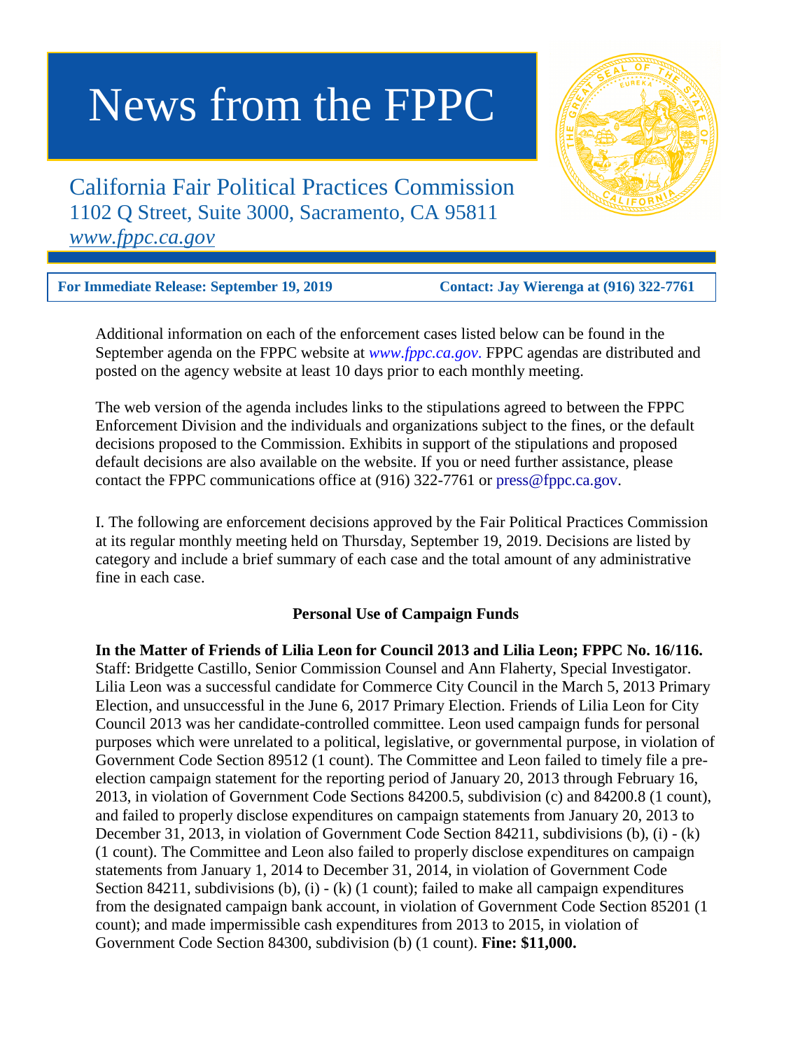# News from the FPPC

California Fair Political Practices Commission
1102 Q Street, Suite 3000, Sacramento, CA 95811
*www.fppc.ca.gov*

**For Immediate Release: September 19, 2019** **Contact: Jay Wierenga at (916) 322-7761**

Additional information on each of the enforcement cases listed below can be found in the September agenda on the FPPC website at *www.fppc.ca.gov*. FPPC agendas are distributed and posted on the agency website at least 10 days prior to each monthly meeting.

The web version of the agenda includes links to the stipulations agreed to between the FPPC Enforcement Division and the individuals and organizations subject to the fines, or the default decisions proposed to the Commission. Exhibits in support of the stipulations and proposed default decisions are also available on the website. If you or need further assistance, please contact the FPPC communications office at (916) 322-7761 or press@fppc.ca.gov.

I. The following are enforcement decisions approved by the Fair Political Practices Commission at its regular monthly meeting held on Thursday, September 19, 2019. Decisions are listed by category and include a brief summary of each case and the total amount of any administrative fine in each case.

### Personal Use of Campaign Funds

**In the Matter of Friends of Lilia Leon for Council 2013 and Lilia Leon; FPPC No. 16/116.** Staff: Bridgette Castillo, Senior Commission Counsel and Ann Flaherty, Special Investigator. Lilia Leon was a successful candidate for Commerce City Council in the March 5, 2013 Primary Election, and unsuccessful in the June 6, 2017 Primary Election. Friends of Lilia Leon for City Council 2013 was her candidate-controlled committee. Leon used campaign funds for personal purposes which were unrelated to a political, legislative, or governmental purpose, in violation of Government Code Section 89512 (1 count). The Committee and Leon failed to timely file a pre-election campaign statement for the reporting period of January 20, 2013 through February 16, 2013, in violation of Government Code Sections 84200.5, subdivision (c) and 84200.8 (1 count), and failed to properly disclose expenditures on campaign statements from January 20, 2013 to December 31, 2013, in violation of Government Code Section 84211, subdivisions (b), (i) - (k) (1 count). The Committee and Leon also failed to properly disclose expenditures on campaign statements from January 1, 2014 to December 31, 2014, in violation of Government Code Section 84211, subdivisions (b), (i) - (k) (1 count); failed to make all campaign expenditures from the designated campaign bank account, in violation of Government Code Section 85201 (1 count); and made impermissible cash expenditures from 2013 to 2015, in violation of Government Code Section 84300, subdivision (b) (1 count). **Fine: $11,000.**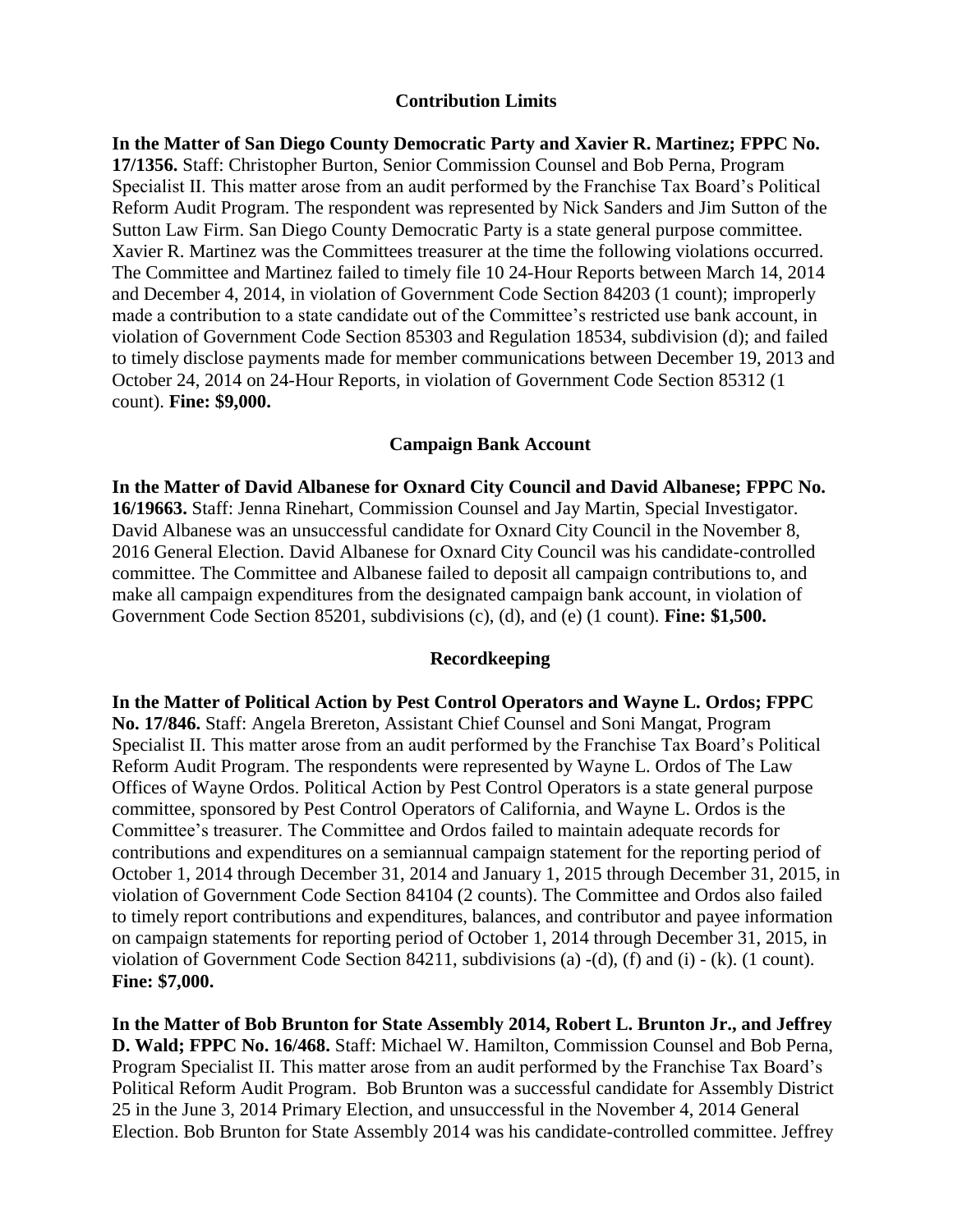### Contribution Limits

**In the Matter of San Diego County Democratic Party and Xavier R. Martinez; FPPC No. 17/1356.** Staff: Christopher Burton, Senior Commission Counsel and Bob Perna, Program Specialist II. This matter arose from an audit performed by the Franchise Tax Board's Political Reform Audit Program. The respondent was represented by Nick Sanders and Jim Sutton of the Sutton Law Firm. San Diego County Democratic Party is a state general purpose committee. Xavier R. Martinez was the Committees treasurer at the time the following violations occurred. The Committee and Martinez failed to timely file 10 24-Hour Reports between March 14, 2014 and December 4, 2014, in violation of Government Code Section 84203 (1 count); improperly made a contribution to a state candidate out of the Committee's restricted use bank account, in violation of Government Code Section 85303 and Regulation 18534, subdivision (d); and failed to timely disclose payments made for member communications between December 19, 2013 and October 24, 2014 on 24-Hour Reports, in violation of Government Code Section 85312 (1 count). **Fine: $9,000.**

### Campaign Bank Account

**In the Matter of David Albanese for Oxnard City Council and David Albanese; FPPC No. 16/19663.** Staff: Jenna Rinehart, Commission Counsel and Jay Martin, Special Investigator. David Albanese was an unsuccessful candidate for Oxnard City Council in the November 8, 2016 General Election. David Albanese for Oxnard City Council was his candidate-controlled committee. The Committee and Albanese failed to deposit all campaign contributions to, and make all campaign expenditures from the designated campaign bank account, in violation of Government Code Section 85201, subdivisions (c), (d), and (e) (1 count). **Fine: $1,500.**

### Recordkeeping

**In the Matter of Political Action by Pest Control Operators and Wayne L. Ordos; FPPC No. 17/846.** Staff: Angela Brereton, Assistant Chief Counsel and Soni Mangat, Program Specialist II. This matter arose from an audit performed by the Franchise Tax Board's Political Reform Audit Program. The respondents were represented by Wayne L. Ordos of The Law Offices of Wayne Ordos. Political Action by Pest Control Operators is a state general purpose committee, sponsored by Pest Control Operators of California, and Wayne L. Ordos is the Committee's treasurer. The Committee and Ordos failed to maintain adequate records for contributions and expenditures on a semiannual campaign statement for the reporting period of October 1, 2014 through December 31, 2014 and January 1, 2015 through December 31, 2015, in violation of Government Code Section 84104 (2 counts). The Committee and Ordos also failed to timely report contributions and expenditures, balances, and contributor and payee information on campaign statements for reporting period of October 1, 2014 through December 31, 2015, in violation of Government Code Section 84211, subdivisions (a) -(d), (f) and (i) - (k). (1 count). **Fine: $7,000.**

**In the Matter of Bob Brunton for State Assembly 2014, Robert L. Brunton Jr., and Jeffrey D. Wald; FPPC No. 16/468.** Staff: Michael W. Hamilton, Commission Counsel and Bob Perna, Program Specialist II. This matter arose from an audit performed by the Franchise Tax Board's Political Reform Audit Program. Bob Brunton was a successful candidate for Assembly District 25 in the June 3, 2014 Primary Election, and unsuccessful in the November 4, 2014 General Election. Bob Brunton for State Assembly 2014 was his candidate-controlled committee. Jeffrey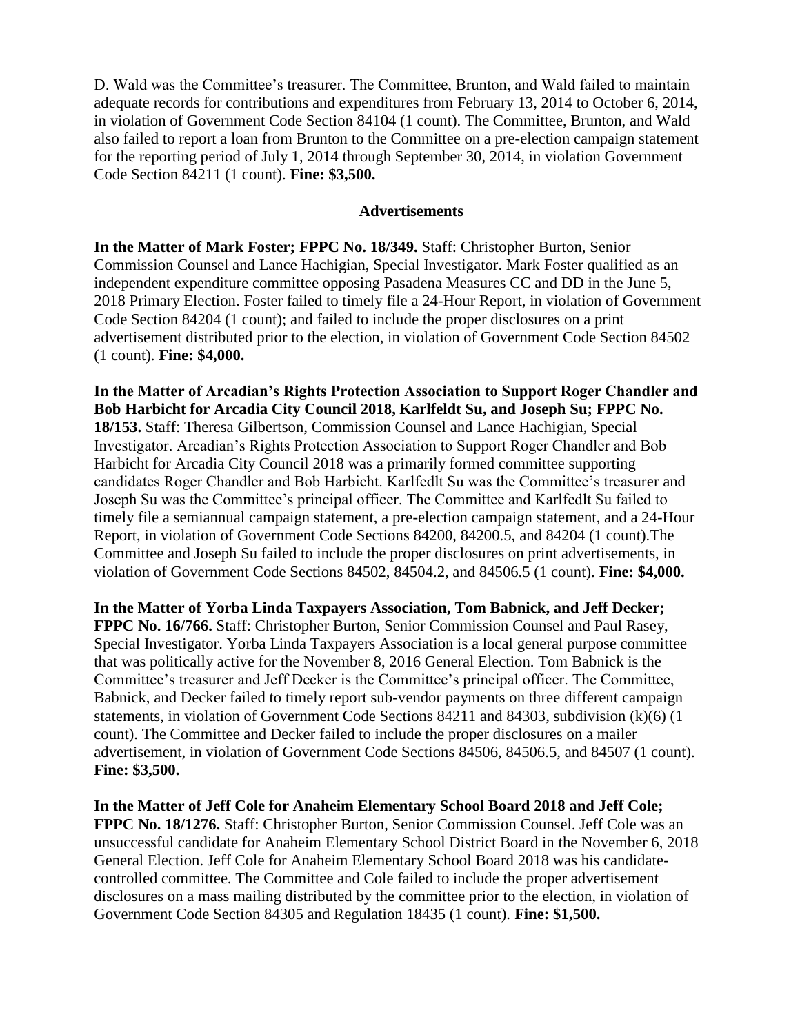D. Wald was the Committee's treasurer. The Committee, Brunton, and Wald failed to maintain adequate records for contributions and expenditures from February 13, 2014 to October 6, 2014, in violation of Government Code Section 84104 (1 count). The Committee, Brunton, and Wald also failed to report a loan from Brunton to the Committee on a pre-election campaign statement for the reporting period of July 1, 2014 through September 30, 2014, in violation Government Code Section 84211 (1 count). **Fine: $3,500.**

## Advertisements

**In the Matter of Mark Foster; FPPC No. 18/349.** Staff: Christopher Burton, Senior Commission Counsel and Lance Hachigian, Special Investigator. Mark Foster qualified as an independent expenditure committee opposing Pasadena Measures CC and DD in the June 5, 2018 Primary Election. Foster failed to timely file a 24-Hour Report, in violation of Government Code Section 84204 (1 count); and failed to include the proper disclosures on a print advertisement distributed prior to the election, in violation of Government Code Section 84502 (1 count). **Fine: $4,000.**

**In the Matter of Arcadian's Rights Protection Association to Support Roger Chandler and Bob Harbicht for Arcadia City Council 2018, Karlfeldt Su, and Joseph Su; FPPC No. 18/153.** Staff: Theresa Gilbertson, Commission Counsel and Lance Hachigian, Special Investigator. Arcadian's Rights Protection Association to Support Roger Chandler and Bob Harbicht for Arcadia City Council 2018 was a primarily formed committee supporting candidates Roger Chandler and Bob Harbicht. Karlfedlt Su was the Committee's treasurer and Joseph Su was the Committee's principal officer. The Committee and Karlfedlt Su failed to timely file a semiannual campaign statement, a pre-election campaign statement, and a 24-Hour Report, in violation of Government Code Sections 84200, 84200.5, and 84204 (1 count).The Committee and Joseph Su failed to include the proper disclosures on print advertisements, in violation of Government Code Sections 84502, 84504.2, and 84506.5 (1 count). **Fine: $4,000.**

**In the Matter of Yorba Linda Taxpayers Association, Tom Babnick, and Jeff Decker; FPPC No. 16/766.** Staff: Christopher Burton, Senior Commission Counsel and Paul Rasey, Special Investigator. Yorba Linda Taxpayers Association is a local general purpose committee that was politically active for the November 8, 2016 General Election. Tom Babnick is the Committee's treasurer and Jeff Decker is the Committee's principal officer. The Committee, Babnick, and Decker failed to timely report sub-vendor payments on three different campaign statements, in violation of Government Code Sections 84211 and 84303, subdivision (k)(6) (1 count). The Committee and Decker failed to include the proper disclosures on a mailer advertisement, in violation of Government Code Sections 84506, 84506.5, and 84507 (1 count). **Fine: $3,500.**

**In the Matter of Jeff Cole for Anaheim Elementary School Board 2018 and Jeff Cole; FPPC No. 18/1276.** Staff: Christopher Burton, Senior Commission Counsel. Jeff Cole was an unsuccessful candidate for Anaheim Elementary School District Board in the November 6, 2018 General Election. Jeff Cole for Anaheim Elementary School Board 2018 was his candidate-controlled committee. The Committee and Cole failed to include the proper advertisement disclosures on a mass mailing distributed by the committee prior to the election, in violation of Government Code Section 84305 and Regulation 18435 (1 count). **Fine: $1,500.**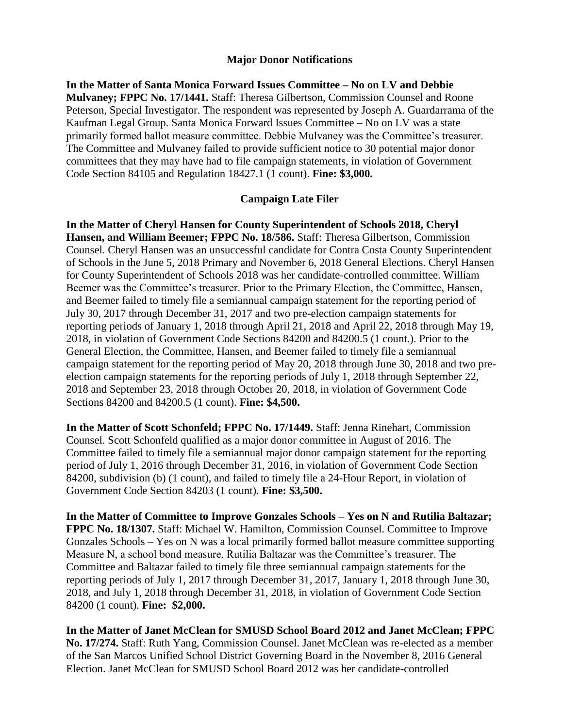## Major Donor Notifications

**In the Matter of Santa Monica Forward Issues Committee – No on LV and Debbie Mulvaney; FPPC No. 17/1441.** Staff: Theresa Gilbertson, Commission Counsel and Roone Peterson, Special Investigator. The respondent was represented by Joseph A. Guardarrama of the Kaufman Legal Group. Santa Monica Forward Issues Committee – No on LV was a state primarily formed ballot measure committee. Debbie Mulvaney was the Committee's treasurer. The Committee and Mulvaney failed to provide sufficient notice to 30 potential major donor committees that they may have had to file campaign statements, in violation of Government Code Section 84105 and Regulation 18427.1 (1 count). **Fine: $3,000.**

## Campaign Late Filer

**In the Matter of Cheryl Hansen for County Superintendent of Schools 2018, Cheryl Hansen, and William Beemer; FPPC No. 18/586.** Staff: Theresa Gilbertson, Commission Counsel. Cheryl Hansen was an unsuccessful candidate for Contra Costa County Superintendent of Schools in the June 5, 2018 Primary and November 6, 2018 General Elections. Cheryl Hansen for County Superintendent of Schools 2018 was her candidate-controlled committee. William Beemer was the Committee's treasurer. Prior to the Primary Election, the Committee, Hansen, and Beemer failed to timely file a semiannual campaign statement for the reporting period of July 30, 2017 through December 31, 2017 and two pre-election campaign statements for reporting periods of January 1, 2018 through April 21, 2018 and April 22, 2018 through May 19, 2018, in violation of Government Code Sections 84200 and 84200.5 (1 count.). Prior to the General Election, the Committee, Hansen, and Beemer failed to timely file a semiannual campaign statement for the reporting period of May 20, 2018 through June 30, 2018 and two pre-election campaign statements for the reporting periods of July 1, 2018 through September 22, 2018 and September 23, 2018 through October 20, 2018, in violation of Government Code Sections 84200 and 84200.5 (1 count). **Fine: $4,500.**

**In the Matter of Scott Schonfeld; FPPC No. 17/1449.** Staff: Jenna Rinehart, Commission Counsel. Scott Schonfeld qualified as a major donor committee in August of 2016. The Committee failed to timely file a semiannual major donor campaign statement for the reporting period of July 1, 2016 through December 31, 2016, in violation of Government Code Section 84200, subdivision (b) (1 count), and failed to timely file a 24-Hour Report, in violation of Government Code Section 84203 (1 count). **Fine: $3,500.**

**In the Matter of Committee to Improve Gonzales Schools – Yes on N and Rutilia Baltazar; FPPC No. 18/1307.** Staff: Michael W. Hamilton, Commission Counsel. Committee to Improve Gonzales Schools – Yes on N was a local primarily formed ballot measure committee supporting Measure N, a school bond measure. Rutilia Baltazar was the Committee's treasurer. The Committee and Baltazar failed to timely file three semiannual campaign statements for the reporting periods of July 1, 2017 through December 31, 2017, January 1, 2018 through June 30, 2018, and July 1, 2018 through December 31, 2018, in violation of Government Code Section 84200 (1 count). **Fine: $2,000.**

**In the Matter of Janet McClean for SMUSD School Board 2012 and Janet McClean; FPPC No. 17/274.** Staff: Ruth Yang, Commission Counsel. Janet McClean was re-elected as a member of the San Marcos Unified School District Governing Board in the November 8, 2016 General Election. Janet McClean for SMUSD School Board 2012 was her candidate-controlled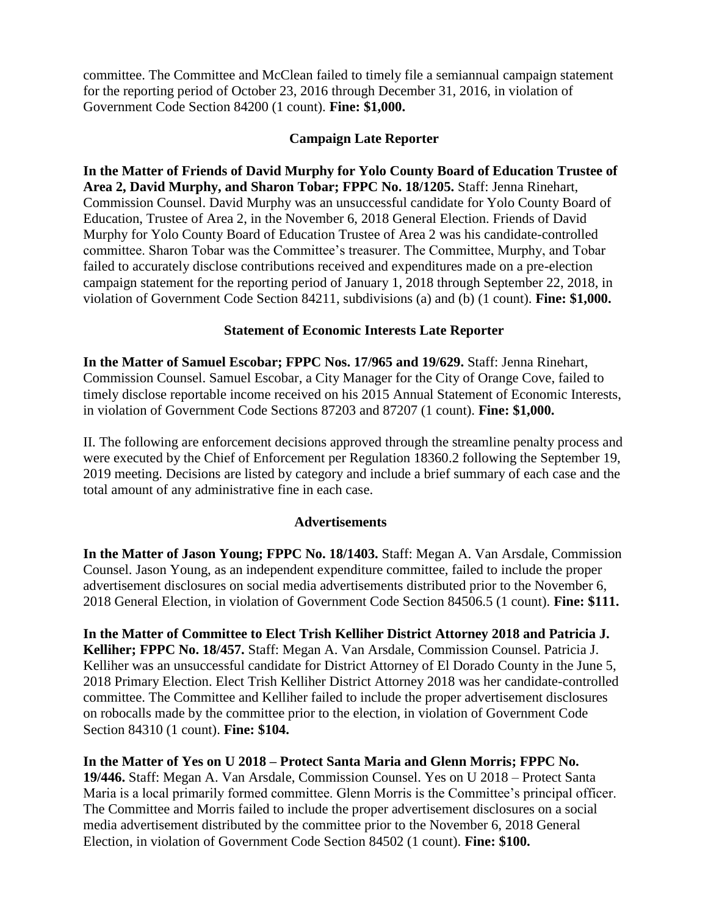committee. The Committee and McClean failed to timely file a semiannual campaign statement for the reporting period of October 23, 2016 through December 31, 2016, in violation of Government Code Section 84200 (1 count). **Fine: $1,000.**

### Campaign Late Reporter

**In the Matter of Friends of David Murphy for Yolo County Board of Education Trustee of Area 2, David Murphy, and Sharon Tobar; FPPC No. 18/1205.** Staff: Jenna Rinehart, Commission Counsel. David Murphy was an unsuccessful candidate for Yolo County Board of Education, Trustee of Area 2, in the November 6, 2018 General Election. Friends of David Murphy for Yolo County Board of Education Trustee of Area 2 was his candidate-controlled committee. Sharon Tobar was the Committee's treasurer. The Committee, Murphy, and Tobar failed to accurately disclose contributions received and expenditures made on a pre-election campaign statement for the reporting period of January 1, 2018 through September 22, 2018, in violation of Government Code Section 84211, subdivisions (a) and (b) (1 count). **Fine: $1,000.**

### Statement of Economic Interests Late Reporter

**In the Matter of Samuel Escobar; FPPC Nos. 17/965 and 19/629.** Staff: Jenna Rinehart, Commission Counsel. Samuel Escobar, a City Manager for the City of Orange Cove, failed to timely disclose reportable income received on his 2015 Annual Statement of Economic Interests, in violation of Government Code Sections 87203 and 87207 (1 count). **Fine: $1,000.**

II. The following are enforcement decisions approved through the streamline penalty process and were executed by the Chief of Enforcement per Regulation 18360.2 following the September 19, 2019 meeting. Decisions are listed by category and include a brief summary of each case and the total amount of any administrative fine in each case.

### Advertisements

**In the Matter of Jason Young; FPPC No. 18/1403.** Staff: Megan A. Van Arsdale, Commission Counsel. Jason Young, as an independent expenditure committee, failed to include the proper advertisement disclosures on social media advertisements distributed prior to the November 6, 2018 General Election, in violation of Government Code Section 84506.5 (1 count). **Fine: $111.**

**In the Matter of Committee to Elect Trish Kelliher District Attorney 2018 and Patricia J. Kelliher; FPPC No. 18/457.** Staff: Megan A. Van Arsdale, Commission Counsel. Patricia J. Kelliher was an unsuccessful candidate for District Attorney of El Dorado County in the June 5, 2018 Primary Election. Elect Trish Kelliher District Attorney 2018 was her candidate-controlled committee. The Committee and Kelliher failed to include the proper advertisement disclosures on robocalls made by the committee prior to the election, in violation of Government Code Section 84310 (1 count). **Fine: $104.**

**In the Matter of Yes on U 2018 – Protect Santa Maria and Glenn Morris; FPPC No. 19/446.** Staff: Megan A. Van Arsdale, Commission Counsel. Yes on U 2018 – Protect Santa Maria is a local primarily formed committee. Glenn Morris is the Committee's principal officer. The Committee and Morris failed to include the proper advertisement disclosures on a social media advertisement distributed by the committee prior to the November 6, 2018 General Election, in violation of Government Code Section 84502 (1 count). **Fine: $100.**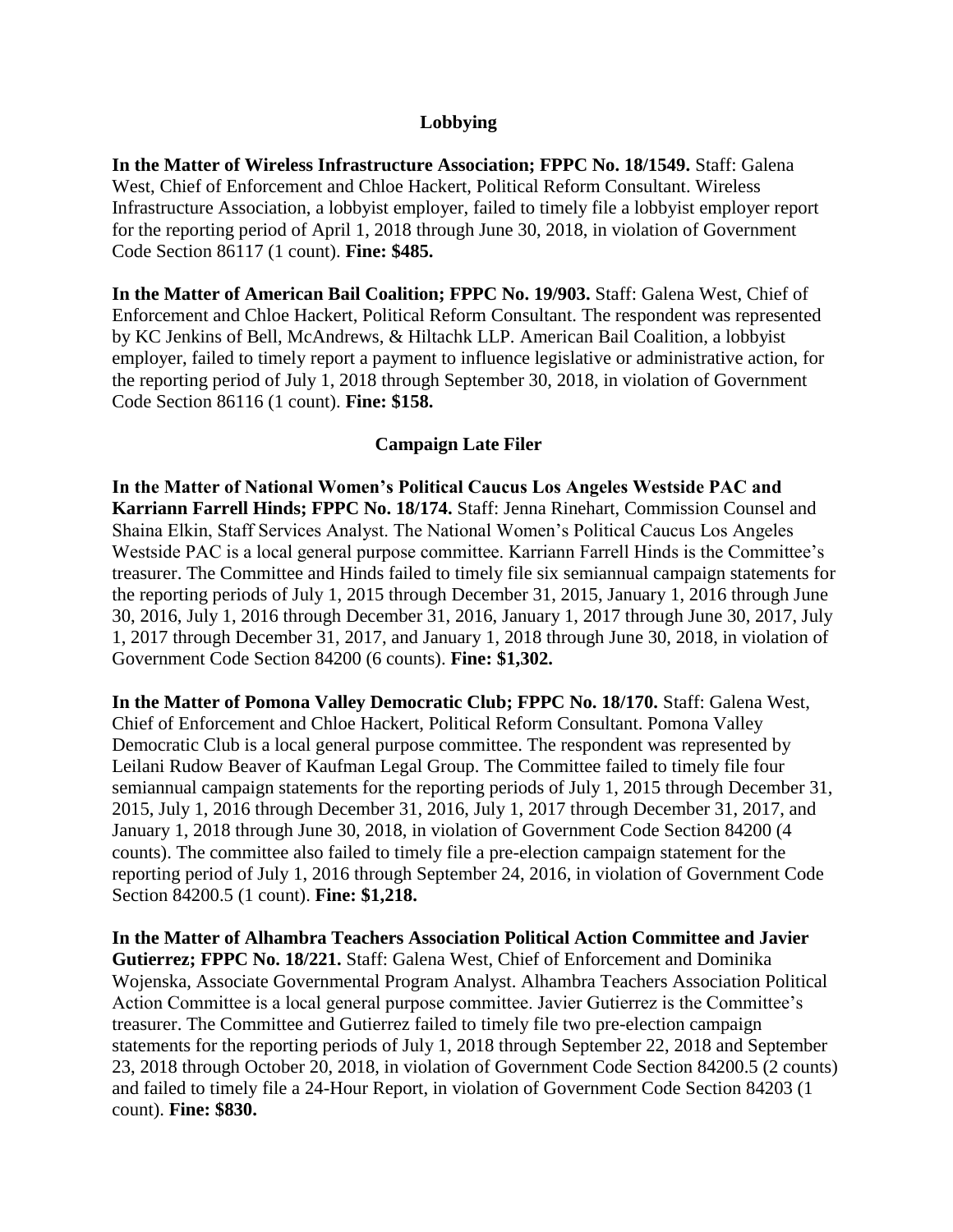## Lobbying

**In the Matter of Wireless Infrastructure Association; FPPC No. 18/1549.** Staff: Galena West, Chief of Enforcement and Chloe Hackert, Political Reform Consultant. Wireless Infrastructure Association, a lobbyist employer, failed to timely file a lobbyist employer report for the reporting period of April 1, 2018 through June 30, 2018, in violation of Government Code Section 86117 (1 count). **Fine: $485.**

**In the Matter of American Bail Coalition; FPPC No. 19/903.** Staff: Galena West, Chief of Enforcement and Chloe Hackert, Political Reform Consultant. The respondent was represented by KC Jenkins of Bell, McAndrews, & Hiltachk LLP. American Bail Coalition, a lobbyist employer, failed to timely report a payment to influence legislative or administrative action, for the reporting period of July 1, 2018 through September 30, 2018, in violation of Government Code Section 86116 (1 count). **Fine: $158.**

## Campaign Late Filer

**In the Matter of National Women's Political Caucus Los Angeles Westside PAC and Karriann Farrell Hinds; FPPC No. 18/174.** Staff: Jenna Rinehart, Commission Counsel and Shaina Elkin, Staff Services Analyst. The National Women's Political Caucus Los Angeles Westside PAC is a local general purpose committee. Karriann Farrell Hinds is the Committee's treasurer. The Committee and Hinds failed to timely file six semiannual campaign statements for the reporting periods of July 1, 2015 through December 31, 2015, January 1, 2016 through June 30, 2016, July 1, 2016 through December 31, 2016, January 1, 2017 through June 30, 2017, July 1, 2017 through December 31, 2017, and January 1, 2018 through June 30, 2018, in violation of Government Code Section 84200 (6 counts). **Fine: $1,302.**

**In the Matter of Pomona Valley Democratic Club; FPPC No. 18/170.** Staff: Galena West, Chief of Enforcement and Chloe Hackert, Political Reform Consultant. Pomona Valley Democratic Club is a local general purpose committee. The respondent was represented by Leilani Rudow Beaver of Kaufman Legal Group. The Committee failed to timely file four semiannual campaign statements for the reporting periods of July 1, 2015 through December 31, 2015, July 1, 2016 through December 31, 2016, July 1, 2017 through December 31, 2017, and January 1, 2018 through June 30, 2018, in violation of Government Code Section 84200 (4 counts). The committee also failed to timely file a pre-election campaign statement for the reporting period of July 1, 2016 through September 24, 2016, in violation of Government Code Section 84200.5 (1 count). **Fine: $1,218.**

**In the Matter of Alhambra Teachers Association Political Action Committee and Javier Gutierrez; FPPC No. 18/221.** Staff: Galena West, Chief of Enforcement and Dominika Wojenska, Associate Governmental Program Analyst. Alhambra Teachers Association Political Action Committee is a local general purpose committee. Javier Gutierrez is the Committee's treasurer. The Committee and Gutierrez failed to timely file two pre-election campaign statements for the reporting periods of July 1, 2018 through September 22, 2018 and September 23, 2018 through October 20, 2018, in violation of Government Code Section 84200.5 (2 counts) and failed to timely file a 24-Hour Report, in violation of Government Code Section 84203 (1 count). **Fine: $830.**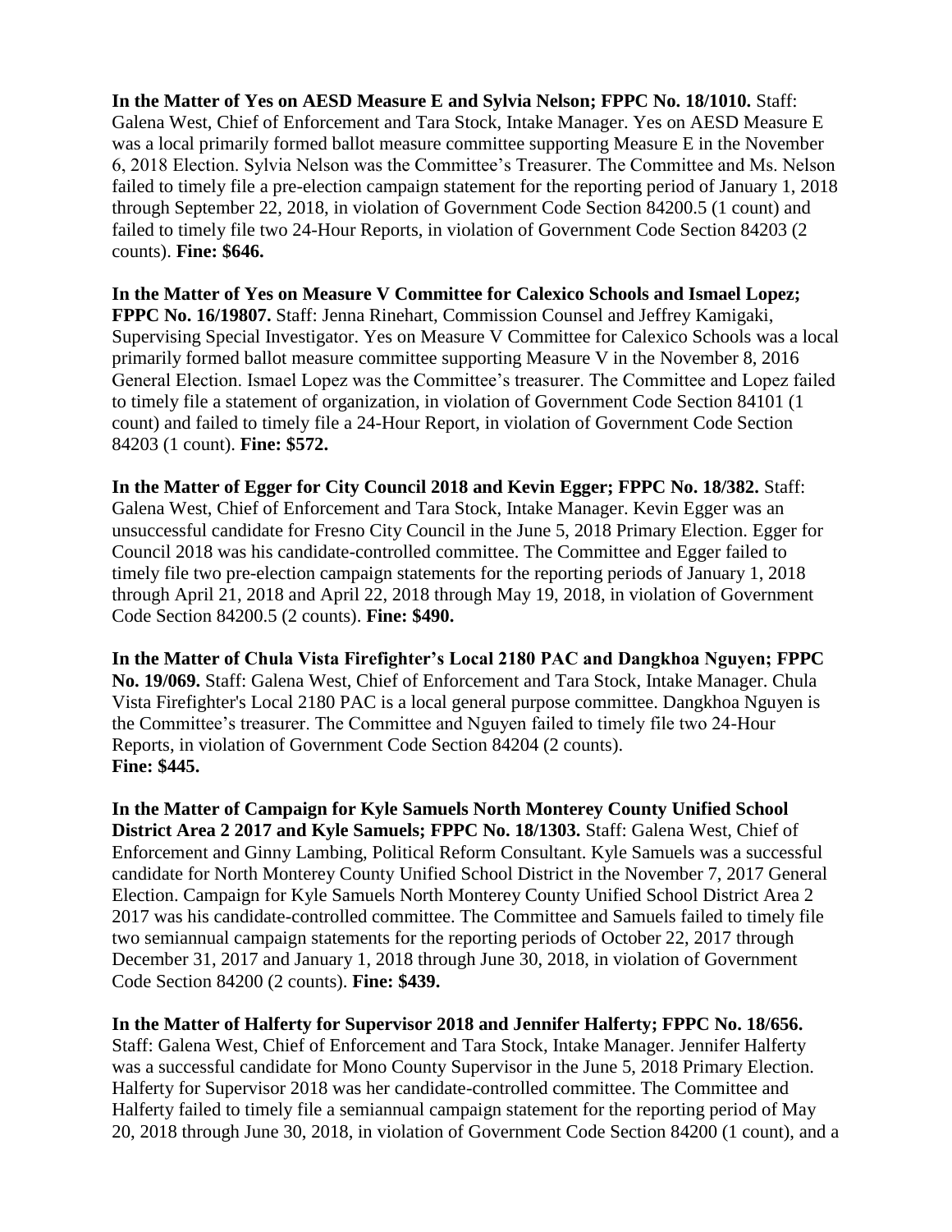**In the Matter of Yes on AESD Measure E and Sylvia Nelson; FPPC No. 18/1010.** Staff: Galena West, Chief of Enforcement and Tara Stock, Intake Manager. Yes on AESD Measure E was a local primarily formed ballot measure committee supporting Measure E in the November 6, 2018 Election. Sylvia Nelson was the Committee's Treasurer. The Committee and Ms. Nelson failed to timely file a pre-election campaign statement for the reporting period of January 1, 2018 through September 22, 2018, in violation of Government Code Section 84200.5 (1 count) and failed to timely file two 24-Hour Reports, in violation of Government Code Section 84203 (2 counts). **Fine: $646.**

**In the Matter of Yes on Measure V Committee for Calexico Schools and Ismael Lopez; FPPC No. 16/19807.** Staff: Jenna Rinehart, Commission Counsel and Jeffrey Kamigaki, Supervising Special Investigator. Yes on Measure V Committee for Calexico Schools was a local primarily formed ballot measure committee supporting Measure V in the November 8, 2016 General Election. Ismael Lopez was the Committee's treasurer. The Committee and Lopez failed to timely file a statement of organization, in violation of Government Code Section 84101 (1 count) and failed to timely file a 24-Hour Report, in violation of Government Code Section 84203 (1 count). **Fine: $572.**

**In the Matter of Egger for City Council 2018 and Kevin Egger; FPPC No. 18/382.** Staff: Galena West, Chief of Enforcement and Tara Stock, Intake Manager. Kevin Egger was an unsuccessful candidate for Fresno City Council in the June 5, 2018 Primary Election. Egger for Council 2018 was his candidate-controlled committee. The Committee and Egger failed to timely file two pre-election campaign statements for the reporting periods of January 1, 2018 through April 21, 2018 and April 22, 2018 through May 19, 2018, in violation of Government Code Section 84200.5 (2 counts). **Fine: $490.**

**In the Matter of Chula Vista Firefighter's Local 2180 PAC and Dangkhoa Nguyen; FPPC No. 19/069.** Staff: Galena West, Chief of Enforcement and Tara Stock, Intake Manager. Chula Vista Firefighter's Local 2180 PAC is a local general purpose committee. Dangkhoa Nguyen is the Committee's treasurer. The Committee and Nguyen failed to timely file two 24-Hour Reports, in violation of Government Code Section 84204 (2 counts). **Fine: $445.**

**In the Matter of Campaign for Kyle Samuels North Monterey County Unified School District Area 2 2017 and Kyle Samuels; FPPC No. 18/1303.** Staff: Galena West, Chief of Enforcement and Ginny Lambing, Political Reform Consultant. Kyle Samuels was a successful candidate for North Monterey County Unified School District in the November 7, 2017 General Election. Campaign for Kyle Samuels North Monterey County Unified School District Area 2 2017 was his candidate-controlled committee. The Committee and Samuels failed to timely file two semiannual campaign statements for the reporting periods of October 22, 2017 through December 31, 2017 and January 1, 2018 through June 30, 2018, in violation of Government Code Section 84200 (2 counts). **Fine: $439.**

**In the Matter of Halferty for Supervisor 2018 and Jennifer Halferty; FPPC No. 18/656.** Staff: Galena West, Chief of Enforcement and Tara Stock, Intake Manager. Jennifer Halferty was a successful candidate for Mono County Supervisor in the June 5, 2018 Primary Election. Halferty for Supervisor 2018 was her candidate-controlled committee. The Committee and Halferty failed to timely file a semiannual campaign statement for the reporting period of May 20, 2018 through June 30, 2018, in violation of Government Code Section 84200 (1 count), and a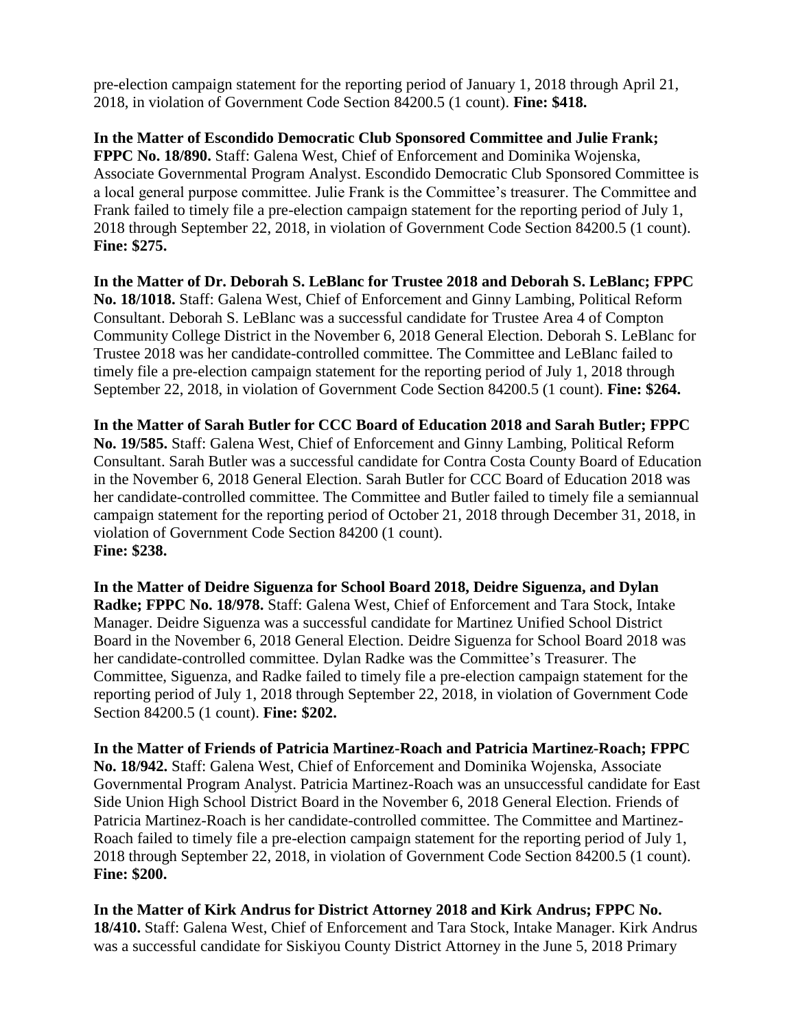pre-election campaign statement for the reporting period of January 1, 2018 through April 21, 2018, in violation of Government Code Section 84200.5 (1 count). **Fine: $418.**

**In the Matter of Escondido Democratic Club Sponsored Committee and Julie Frank; FPPC No. 18/890.** Staff: Galena West, Chief of Enforcement and Dominika Wojenska, Associate Governmental Program Analyst. Escondido Democratic Club Sponsored Committee is a local general purpose committee. Julie Frank is the Committee's treasurer. The Committee and Frank failed to timely file a pre-election campaign statement for the reporting period of July 1, 2018 through September 22, 2018, in violation of Government Code Section 84200.5 (1 count). **Fine: $275.**

**In the Matter of Dr. Deborah S. LeBlanc for Trustee 2018 and Deborah S. LeBlanc; FPPC No. 18/1018.** Staff: Galena West, Chief of Enforcement and Ginny Lambing, Political Reform Consultant. Deborah S. LeBlanc was a successful candidate for Trustee Area 4 of Compton Community College District in the November 6, 2018 General Election. Deborah S. LeBlanc for Trustee 2018 was her candidate-controlled committee. The Committee and LeBlanc failed to timely file a pre-election campaign statement for the reporting period of July 1, 2018 through September 22, 2018, in violation of Government Code Section 84200.5 (1 count). **Fine: $264.**

**In the Matter of Sarah Butler for CCC Board of Education 2018 and Sarah Butler; FPPC No. 19/585.** Staff: Galena West, Chief of Enforcement and Ginny Lambing, Political Reform Consultant. Sarah Butler was a successful candidate for Contra Costa County Board of Education in the November 6, 2018 General Election. Sarah Butler for CCC Board of Education 2018 was her candidate-controlled committee. The Committee and Butler failed to timely file a semiannual campaign statement for the reporting period of October 21, 2018 through December 31, 2018, in violation of Government Code Section 84200 (1 count).
**Fine: $238.**

**In the Matter of Deidre Siguenza for School Board 2018, Deidre Siguenza, and Dylan Radke; FPPC No. 18/978.** Staff: Galena West, Chief of Enforcement and Tara Stock, Intake Manager. Deidre Siguenza was a successful candidate for Martinez Unified School District Board in the November 6, 2018 General Election. Deidre Siguenza for School Board 2018 was her candidate-controlled committee. Dylan Radke was the Committee's Treasurer. The Committee, Siguenza, and Radke failed to timely file a pre-election campaign statement for the reporting period of July 1, 2018 through September 22, 2018, in violation of Government Code Section 84200.5 (1 count). **Fine: $202.**

**In the Matter of Friends of Patricia Martinez-Roach and Patricia Martinez-Roach; FPPC No. 18/942.** Staff: Galena West, Chief of Enforcement and Dominika Wojenska, Associate Governmental Program Analyst. Patricia Martinez-Roach was an unsuccessful candidate for East Side Union High School District Board in the November 6, 2018 General Election. Friends of Patricia Martinez-Roach is her candidate-controlled committee. The Committee and Martinez-Roach failed to timely file a pre-election campaign statement for the reporting period of July 1, 2018 through September 22, 2018, in violation of Government Code Section 84200.5 (1 count). **Fine: $200.**

**In the Matter of Kirk Andrus for District Attorney 2018 and Kirk Andrus; FPPC No. 18/410.** Staff: Galena West, Chief of Enforcement and Tara Stock, Intake Manager. Kirk Andrus was a successful candidate for Siskiyou County District Attorney in the June 5, 2018 Primary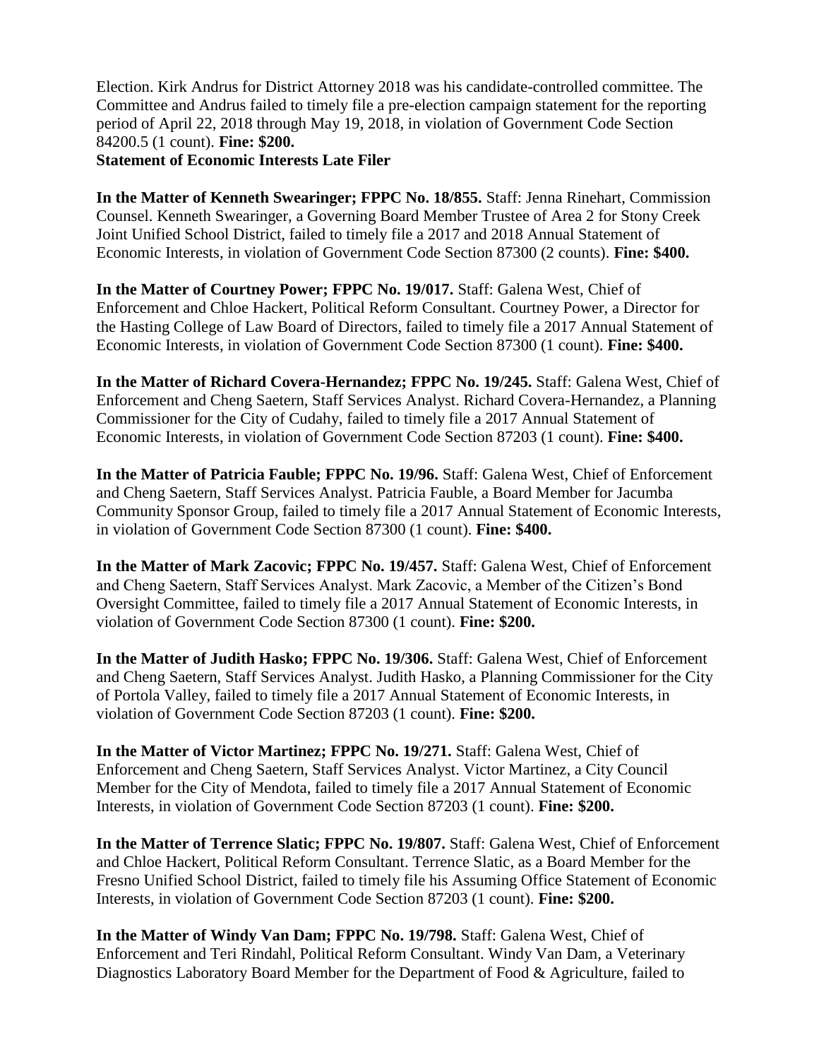Election. Kirk Andrus for District Attorney 2018 was his candidate-controlled committee. The Committee and Andrus failed to timely file a pre-election campaign statement for the reporting period of April 22, 2018 through May 19, 2018, in violation of Government Code Section 84200.5 (1 count). **Fine: $200.**

**Statement of Economic Interests Late Filer**

**In the Matter of Kenneth Swearinger; FPPC No. 18/855.** Staff: Jenna Rinehart, Commission Counsel. Kenneth Swearinger, a Governing Board Member Trustee of Area 2 for Stony Creek Joint Unified School District, failed to timely file a 2017 and 2018 Annual Statement of Economic Interests, in violation of Government Code Section 87300 (2 counts). **Fine: $400.**

**In the Matter of Courtney Power; FPPC No. 19/017.** Staff: Galena West, Chief of Enforcement and Chloe Hackert, Political Reform Consultant. Courtney Power, a Director for the Hasting College of Law Board of Directors, failed to timely file a 2017 Annual Statement of Economic Interests, in violation of Government Code Section 87300 (1 count). **Fine: $400.**

**In the Matter of Richard Covera-Hernandez; FPPC No. 19/245.** Staff: Galena West, Chief of Enforcement and Cheng Saetern, Staff Services Analyst. Richard Covera-Hernandez, a Planning Commissioner for the City of Cudahy, failed to timely file a 2017 Annual Statement of Economic Interests, in violation of Government Code Section 87203 (1 count). **Fine: $400.**

**In the Matter of Patricia Fauble; FPPC No. 19/96.** Staff: Galena West, Chief of Enforcement and Cheng Saetern, Staff Services Analyst. Patricia Fauble, a Board Member for Jacumba Community Sponsor Group, failed to timely file a 2017 Annual Statement of Economic Interests, in violation of Government Code Section 87300 (1 count). **Fine: $400.**

**In the Matter of Mark Zacovic; FPPC No. 19/457.** Staff: Galena West, Chief of Enforcement and Cheng Saetern, Staff Services Analyst. Mark Zacovic, a Member of the Citizen's Bond Oversight Committee, failed to timely file a 2017 Annual Statement of Economic Interests, in violation of Government Code Section 87300 (1 count). **Fine: $200.**

**In the Matter of Judith Hasko; FPPC No. 19/306.** Staff: Galena West, Chief of Enforcement and Cheng Saetern, Staff Services Analyst. Judith Hasko, a Planning Commissioner for the City of Portola Valley, failed to timely file a 2017 Annual Statement of Economic Interests, in violation of Government Code Section 87203 (1 count). **Fine: $200.**

**In the Matter of Victor Martinez; FPPC No. 19/271.** Staff: Galena West, Chief of Enforcement and Cheng Saetern, Staff Services Analyst. Victor Martinez, a City Council Member for the City of Mendota, failed to timely file a 2017 Annual Statement of Economic Interests, in violation of Government Code Section 87203 (1 count). **Fine: $200.**

**In the Matter of Terrence Slatic; FPPC No. 19/807.** Staff: Galena West, Chief of Enforcement and Chloe Hackert, Political Reform Consultant. Terrence Slatic, as a Board Member for the Fresno Unified School District, failed to timely file his Assuming Office Statement of Economic Interests, in violation of Government Code Section 87203 (1 count). **Fine: $200.**

**In the Matter of Windy Van Dam; FPPC No. 19/798.** Staff: Galena West, Chief of Enforcement and Teri Rindahl, Political Reform Consultant. Windy Van Dam, a Veterinary Diagnostics Laboratory Board Member for the Department of Food & Agriculture, failed to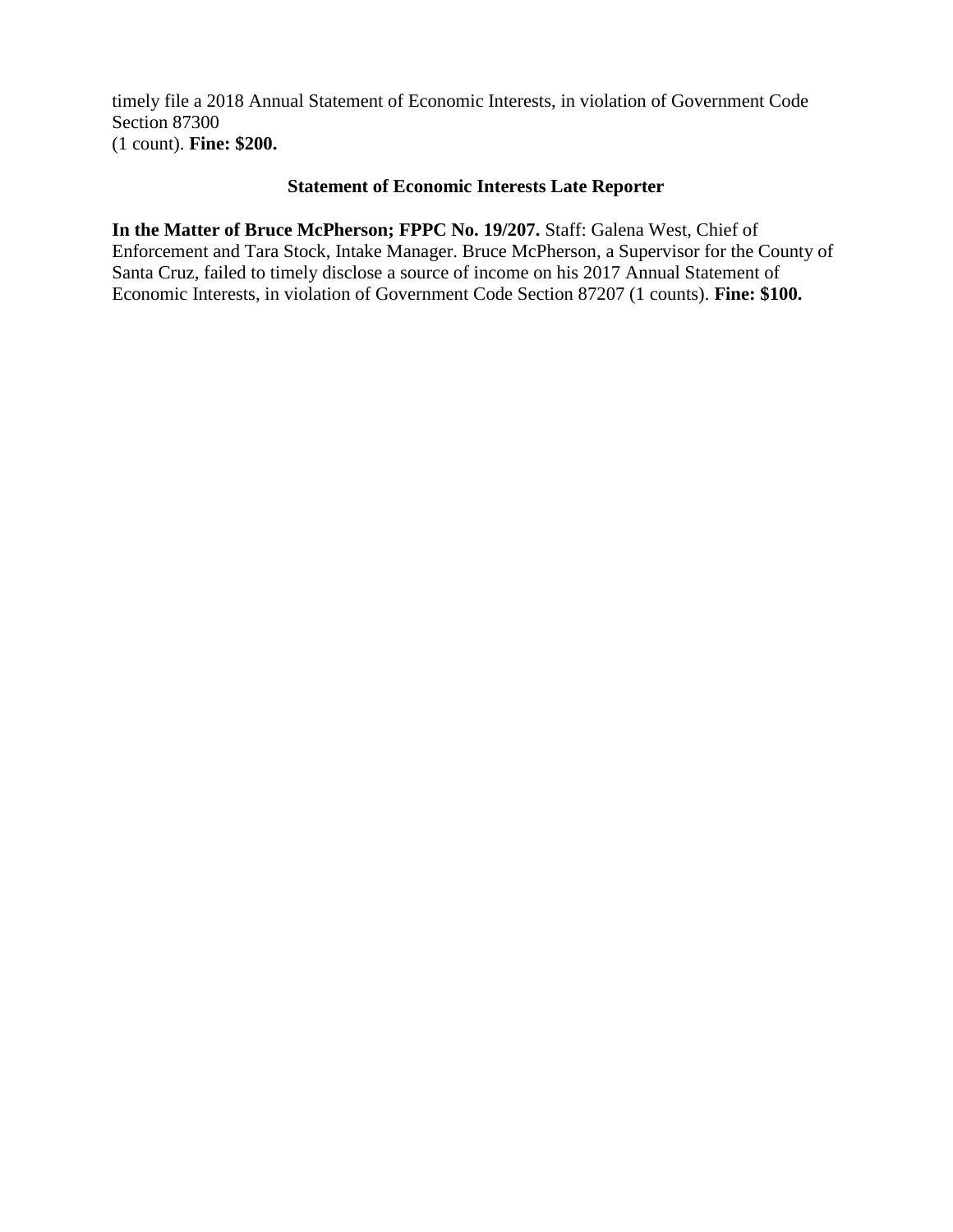timely file a 2018 Annual Statement of Economic Interests, in violation of Government Code Section 87300 (1 count). **Fine: $200.**

### Statement of Economic Interests Late Reporter

**In the Matter of Bruce McPherson; FPPC No. 19/207.** Staff: Galena West, Chief of Enforcement and Tara Stock, Intake Manager. Bruce McPherson, a Supervisor for the County of Santa Cruz, failed to timely disclose a source of income on his 2017 Annual Statement of Economic Interests, in violation of Government Code Section 87207 (1 counts). **Fine: $100.**